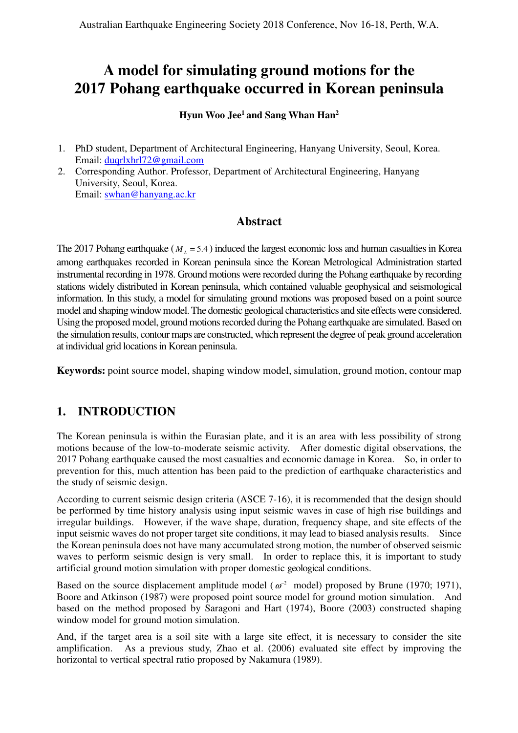# A model for simulating ground motions for the 2017 Pohang earthquake occurred in Korean peninsula

**Hyun Woo Jee[1] and Sang Whan Han[2]**

1. PhD student, Department of Architectural Engineering, Hanyang University, Seoul, Korea. Email: duqrlxhrl72@gmail.com
2. Corresponding Author. Professor, Department of Architectural Engineering, Hanyang University, Seoul, Korea. Email: swhan@hanyang.ac.kr

## Abstract

The 2017 Pohang earthquake ($M_L = 5.4$) induced the largest economic loss and human casualties in Korea among earthquakes recorded in Korean peninsula since the Korean Metrological Administration started instrumental recording in 1978. Ground motions were recorded during the Pohang earthquake by recording stations widely distributed in Korean peninsula, which contained valuable geophysical and seismological information. In this study, a model for simulating ground motions was proposed based on a point source model and shaping window model. The domestic geological characteristics and site effects were considered. Using the proposed model, ground motions recorded during the Pohang earthquake are simulated. Based on the simulation results, contour maps are constructed, which represent the degree of peak ground acceleration at individual grid locations in Korean peninsula.

**Keywords:** point source model, shaping window model, simulation, ground motion, contour map

## 1. INTRODUCTION

The Korean peninsula is within the Eurasian plate, and it is an area with less possibility of strong motions because of the low-to-moderate seismic activity. After domestic digital observations, the 2017 Pohang earthquake caused the most casualties and economic damage in Korea. So, in order to prevention for this, much attention has been paid to the prediction of earthquake characteristics and the study of seismic design.

According to current seismic design criteria (ASCE 7-16), it is recommended that the design should be performed by time history analysis using input seismic waves in case of high rise buildings and irregular buildings. However, if the wave shape, duration, frequency shape, and site effects of the input seismic waves do not proper target site conditions, it may lead to biased analysis results. Since the Korean peninsula does not have many accumulated strong motion, the number of observed seismic waves to perform seismic design is very small. In order to replace this, it is important to study artificial ground motion simulation with proper domestic geological conditions.

Based on the source displacement amplitude model ($\omega^{-2}$ model) proposed by Brune (1970; 1971), Boore and Atkinson (1987) were proposed point source model for ground motion simulation. And based on the method proposed by Saragoni and Hart (1974), Boore (2003) constructed shaping window model for ground motion simulation.

And, if the target area is a soil site with a large site effect, it is necessary to consider the site amplification. As a previous study, Zhao et al. (2006) evaluated site effect by improving the horizontal to vertical spectral ratio proposed by Nakamura (1989).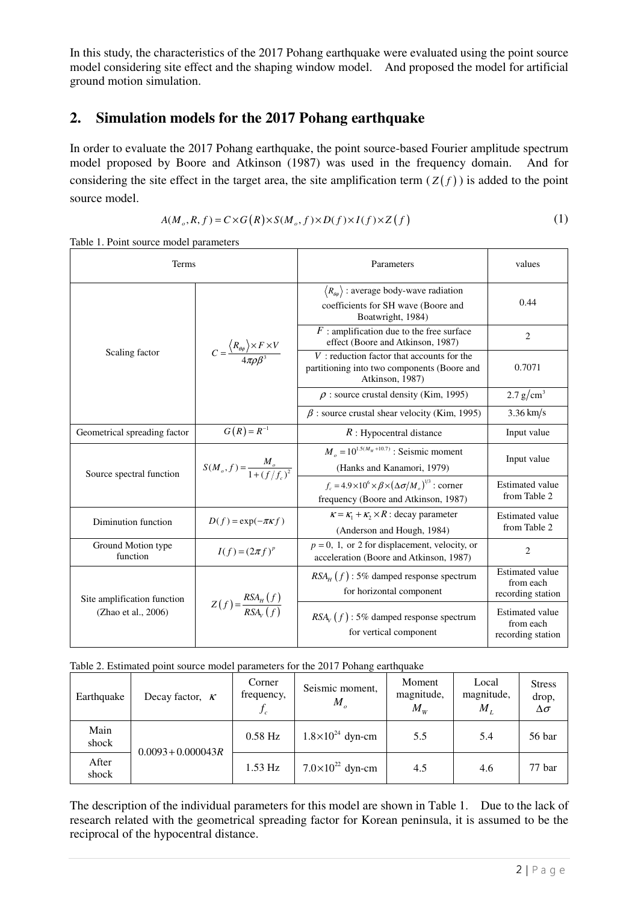In this study, the characteristics of the 2017 Pohang earthquake were evaluated using the point source model considering site effect and the shaping window model. And proposed the model for artificial ground motion simulation.

## 2. Simulation models for the 2017 Pohang earthquake

In order to evaluate the 2017 Pohang earthquake, the point source-based Fourier amplitude spectrum model proposed by Boore and Atkinson (1987) was used in the frequency domain. And for considering the site effect in the target area, the site amplification term ($Z(f)$) is added to the point source model.

$$A(M_o, R, f) = C \times G(R) \times S(M_o, f) \times D(f) \times I(f) \times Z(f) \tag{1}$$

Table 1. Point source model parameters

| Terms | | Parameters | values |
|---|---|---|---|
| Scaling factor | $C = \frac{\langle R_{\theta\phi} \rangle \times F \times V}{4\pi\rho\beta^3}$ | $\langle R_{\theta\phi} \rangle$ : average body-wave radiation coefficients for SH wave (Boore and Boatwright, 1984) | 0.44 |
| | | $F$ : amplification due to the free surface effect (Boore and Atkinson, 1987) | 2 |
| | | $V$ : reduction factor that accounts for the partitioning into two components (Boore and Atkinson, 1987) | 0.7071 |
| | | $\rho$ : source crustal density (Kim, 1995) | $2.7\ \mathrm{g/cm^3}$ |
| | | $\beta$ : source crustal shear velocity (Kim, 1995) | $3.36\ \mathrm{km/s}$ |
| Geometrical spreading factor | $G(R) = R^{-1}$ | $R$ : Hypocentral distance | Input value |
| Source spectral function | $S(M_o, f) = \frac{M_o}{1 + (f/f_c)^2}$ | $M_o = 10^{1.5(M_W + 10.7)}$ : Seismic moment (Hanks and Kanamori, 1979) | Input value |
| | | $f_c = 4.9 \times 10^6 \times \beta \times (\Delta\sigma / M_o)^{1/3}$ : corner frequency (Boore and Atkinson, 1987) | Estimated value from Table 2 |
| Diminution function | $D(f) = \exp(-\pi\kappa f)$ | $\kappa = \kappa_1 + \kappa_2 \times R$ : decay parameter (Anderson and Hough, 1984) | Estimated value from Table 2 |
| Ground Motion type function | $I(f) = (2\pi f)^p$ | $p = 0,\ 1,$ or $2$ for displacement, velocity, or acceleration (Boore and Atkinson, 1987) | 2 |
| Site amplification function (Zhao et al., 2006) | $Z(f) = \frac{RSA_H(f)}{RSA_V(f)}$ | $RSA_H(f)$ : 5% damped response spectrum for horizontal component | Estimated value from each recording station |
| | | $RSA_V(f)$ : 5% damped response spectrum for vertical component | Estimated value from each recording station |

Table 2. Estimated point source model parameters for the 2017 Pohang earthquake

| Earthquake | Decay factor, $\kappa$ | Corner frequency, $f_c$ | Seismic moment, $M_o$ | Moment magnitude, $M_W$ | Local magnitude, $M_L$ | Stress drop, $\Delta\sigma$ |
|---|---|---|---|---|---|---|
| Main shock | $0.0093 + 0.000043R$ | 0.58 Hz | $1.8 \times 10^{24}$ dyn-cm | 5.5 | 5.4 | 56 bar |
| After shock | | 1.53 Hz | $7.0 \times 10^{22}$ dyn-cm | 4.5 | 4.6 | 77 bar |

The description of the individual parameters for this model are shown in Table 1. Due to the lack of research related with the geometrical spreading factor for Korean peninsula, it is assumed to be the reciprocal of the hypocentral distance.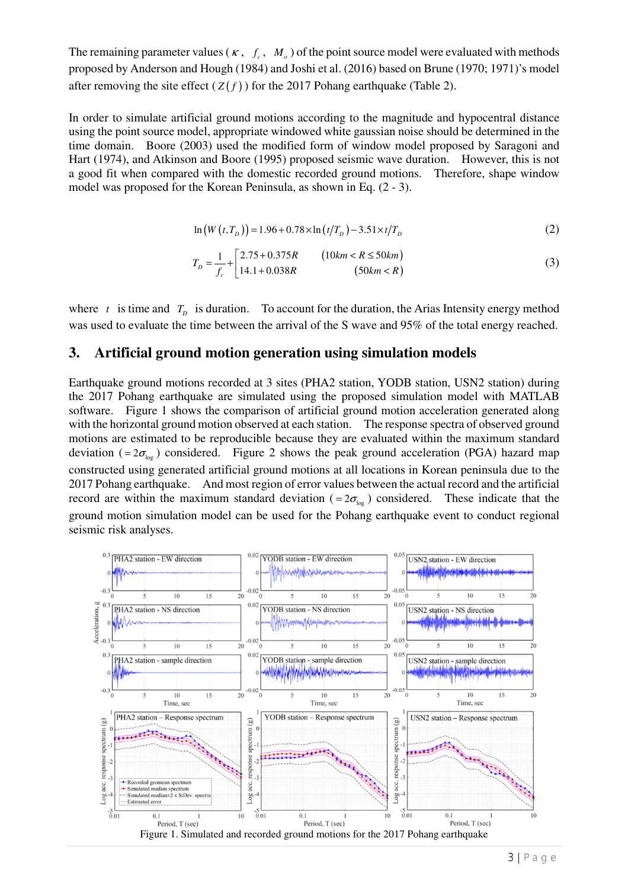The remaining parameter values ( $\kappa$ , $f_c$ , $M_o$ ) of the point source model were evaluated with methods proposed by Anderson and Hough (1984) and Joshi et al. (2016) based on Brune (1970; 1971)'s model after removing the site effect ( $Z(f)$ ) for the 2017 Pohang earthquake (Table 2).

In order to simulate artificial ground motions according to the magnitude and hypocentral distance using the point source model, appropriate windowed white gaussian noise should be determined in the time domain. Boore (2003) used the modified form of window model proposed by Saragoni and Hart (1974), and Atkinson and Boore (1995) proposed seismic wave duration. However, this is not a good fit when compared with the domestic recorded ground motions. Therefore, shape window model was proposed for the Korean Peninsula, as shown in Eq. (2 - 3).

$$\ln\left(W\left(t,T_D\right)\right) = 1.96 + 0.78\times\ln\left(t/T_D\right) - 3.51\times t/T_D \tag{2}$$

$$T_D = \frac{1}{f_c} + \begin{bmatrix} 2.75 + 0.375R & \left(10km < R \le 50km\right) \\ 14.1 + 0.038R & \left(50km < R\right) \end{bmatrix} \tag{3}$$

where $t$ is time and $T_D$ is duration. To account for the duration, the Arias Intensity energy method was used to evaluate the time between the arrival of the S wave and 95% of the total energy reached.

## 3. Artificial ground motion generation using simulation models

Earthquake ground motions recorded at 3 sites (PHA2 station, YODB station, USN2 station) during the 2017 Pohang earthquake are simulated using the proposed simulation model with MATLAB software. Figure 1 shows the comparison of artificial ground motion acceleration generated along with the horizontal ground motion observed at each station. The response spectra of observed ground motions are estimated to be reproducible because they are evaluated within the maximum standard deviation ( $=2\sigma_{\log}$ ) considered. Figure 2 shows the peak ground acceleration (PGA) hazard map constructed using generated artificial ground motions at all locations in Korean peninsula due to the 2017 Pohang earthquake. And most region of error values between the actual record and the artificial record are within the maximum standard deviation ( $=2\sigma_{\log}$ ) considered. These indicate that the ground motion simulation model can be used for the Pohang earthquake event to conduct regional seismic risk analyses.

Figure 1. Simulated and recorded ground motions for the 2017 Pohang earthquake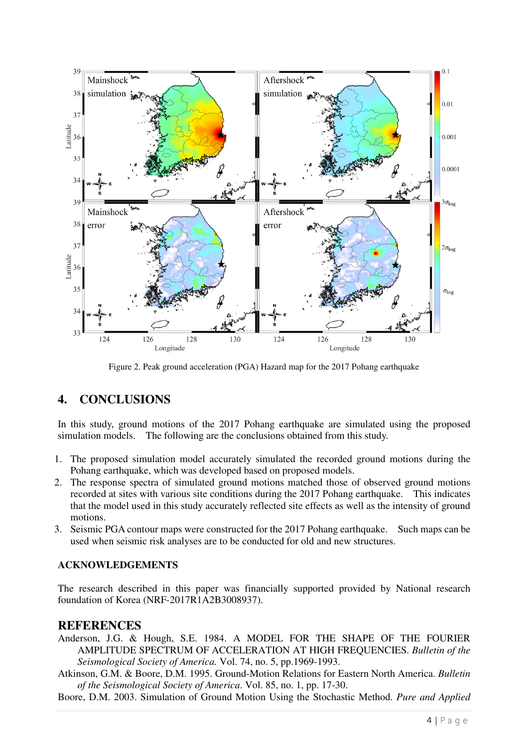Figure 2. Peak ground acceleration (PGA) Hazard map for the 2017 Pohang earthquake

## 4. CONCLUSIONS

In this study, ground motions of the 2017 Pohang earthquake are simulated using the proposed simulation models. The following are the conclusions obtained from this study.

1. The proposed simulation model accurately simulated the recorded ground motions during the Pohang earthquake, which was developed based on proposed models.
2. The response spectra of simulated ground motions matched those of observed ground motions recorded at sites with various site conditions during the 2017 Pohang earthquake. This indicates that the model used in this study accurately reflected site effects as well as the intensity of ground motions.
3. Seismic PGA contour maps were constructed for the 2017 Pohang earthquake. Such maps can be used when seismic risk analyses are to be conducted for old and new structures.

### ACKNOWLEDGEMENTS

The research described in this paper was financially supported provided by National research foundation of Korea (NRF-2017R1A2B3008937).

## REFERENCES

Anderson, J.G. & Hough, S.E. 1984. A MODEL FOR THE SHAPE OF THE FOURIER AMPLITUDE SPECTRUM OF ACCELERATION AT HIGH FREQUENCIES. *Bulletin of the Seismological Society of America.* Vol. 74, no. 5, pp.1969-1993.

Atkinson, G.M. & Boore, D.M. 1995. Ground-Motion Relations for Eastern North America. *Bulletin of the Seismological Society of America*. Vol. 85, no. 1, pp. 17-30.

Boore, D.M. 2003. Simulation of Ground Motion Using the Stochastic Method. *Pure and Applied*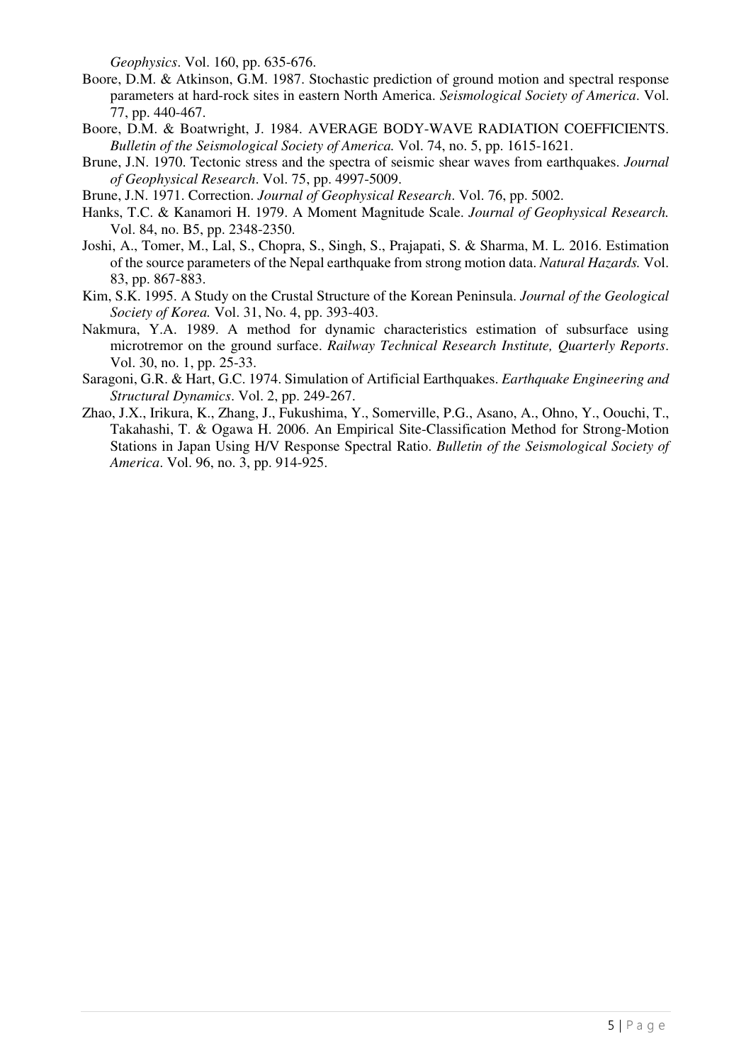*Geophysics*. Vol. 160, pp. 635-676.

Boore, D.M. & Atkinson, G.M. 1987. Stochastic prediction of ground motion and spectral response parameters at hard-rock sites in eastern North America. *Seismological Society of America*. Vol. 77, pp. 440-467.

Boore, D.M. & Boatwright, J. 1984. AVERAGE BODY-WAVE RADIATION COEFFICIENTS. *Bulletin of the Seismological Society of America.* Vol. 74, no. 5, pp. 1615-1621.

Brune, J.N. 1970. Tectonic stress and the spectra of seismic shear waves from earthquakes. *Journal of Geophysical Research*. Vol. 75, pp. 4997-5009.

Brune, J.N. 1971. Correction. *Journal of Geophysical Research*. Vol. 76, pp. 5002.

Hanks, T.C. & Kanamori H. 1979. A Moment Magnitude Scale. *Journal of Geophysical Research.* Vol. 84, no. B5, pp. 2348-2350.

Joshi, A., Tomer, M., Lal, S., Chopra, S., Singh, S., Prajapati, S. & Sharma, M. L. 2016. Estimation of the source parameters of the Nepal earthquake from strong motion data. *Natural Hazards.* Vol. 83, pp. 867-883.

Kim, S.K. 1995. A Study on the Crustal Structure of the Korean Peninsula. *Journal of the Geological Society of Korea.* Vol. 31, No. 4, pp. 393-403.

Nakmura, Y.A. 1989. A method for dynamic characteristics estimation of subsurface using microtremor on the ground surface. *Railway Technical Research Institute, Quarterly Reports*. Vol. 30, no. 1, pp. 25-33.

Saragoni, G.R. & Hart, G.C. 1974. Simulation of Artificial Earthquakes. *Earthquake Engineering and Structural Dynamics*. Vol. 2, pp. 249-267.

Zhao, J.X., Irikura, K., Zhang, J., Fukushima, Y., Somerville, P.G., Asano, A., Ohno, Y., Oouchi, T., Takahashi, T. & Ogawa H. 2006. An Empirical Site-Classification Method for Strong-Motion Stations in Japan Using H/V Response Spectral Ratio. *Bulletin of the Seismological Society of America*. Vol. 96, no. 3, pp. 914-925.